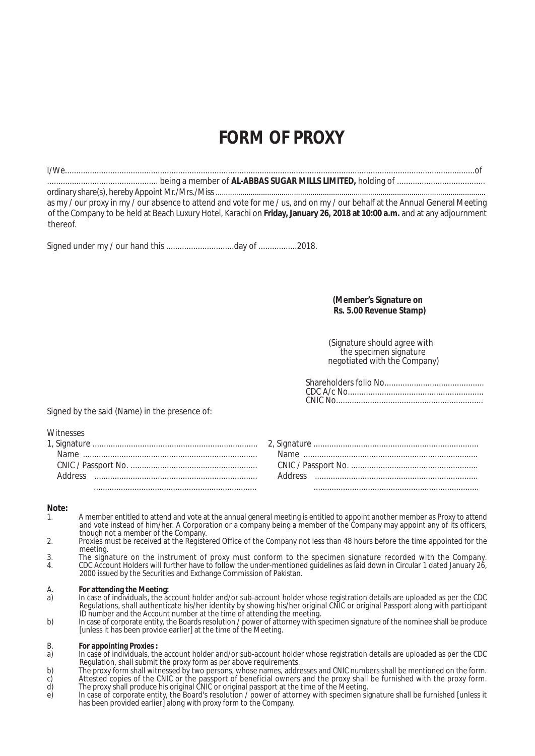# FORM OF PROXY

I/We.................................................................................................................................................................................of ................................................. being a member of **AL-ABBAS SUGAR MILLS LIMITED,** holding of ....................................... ordinary share(s), hereby Appoint Mr./Mrs./Miss ........................................................................................................................................ as my / our proxy in my / our absence to attend and vote for me / us, and on my / our behalf at the Annual General Meeting of the Company to be held at Beach Luxury Hotel, Karachi on **Friday, January 26, 2018 at 10:00 a.m.** and at any adjournment thereof.

Signed under my / our hand this ..............................day of .................2018.

**(Member's Signature on Rs. 5.00 Revenue Stamp)**

(Signature should agree with the specimen signature negotiated with the Company)

Shareholders folio No............................................
CDC A/c No............................................................
CNIC No.................................................................

Signed by the said (Name) in the presence of:

Witnesses

1, Signature .........................................................................
Name ...............................................................................
CNIC / Passport No. ........................................................
Address .........................................................................
.........................................................................

2, Signature .........................................................................
Name ...............................................................................
CNIC / Passport No. ........................................................
Address .........................................................................
.........................................................................

**Note:**

1. A member entitled to attend and vote at the annual general meeting is entitled to appoint another member as Proxy to attend and vote instead of him/her. A Corporation or a company being a member of the Company may appoint any of its officers, though not a member of the Company.
2. Proxies must be received at the Registered Office of the Company not less than 48 hours before the time appointed for the meeting.
3. The signature on the instrument of proxy must conform to the specimen signature recorded with the Company.
4. CDC Account Holders will further have to follow the under-mentioned guidelines as laid down in Circular 1 dated January 26, 2000 issued by the Securities and Exchange Commission of Pakistan.

A. **For attending the Meeting:**

a) In case of individuals, the account holder and/or sub-account holder whose registration details are uploaded as per the CDC Regulations, shall authenticate his/her identity by showing his/her original CNIC or original Passport along with participant ID number and the Account number at the time of attending the meeting.

b) In case of corporate entity, the Boards resolution / power of attorney with specimen signature of the nominee shall be produce [unless it has been provide earlier] at the time of the Meeting.

B. **For appointing Proxies :**

a) In case of individuals, the account holder and/or sub-account holder whose registration details are uploaded as per the CDC Regulation, shall submit the proxy form as per above requirements.

b) The proxy form shall witnessed by two persons, whose names, addresses and CNIC numbers shall be mentioned on the form.

c) Attested copies of the CNIC or the passport of beneficial owners and the proxy shall be furnished with the proxy form.

d) The proxy shall produce his original CNIC or original passport at the time of the Meeting.

e) In case of corporate entity, the Board's resolution / power of attorney with specimen signature shall be furnished [unless it has been provided earlier] along with proxy form to the Company.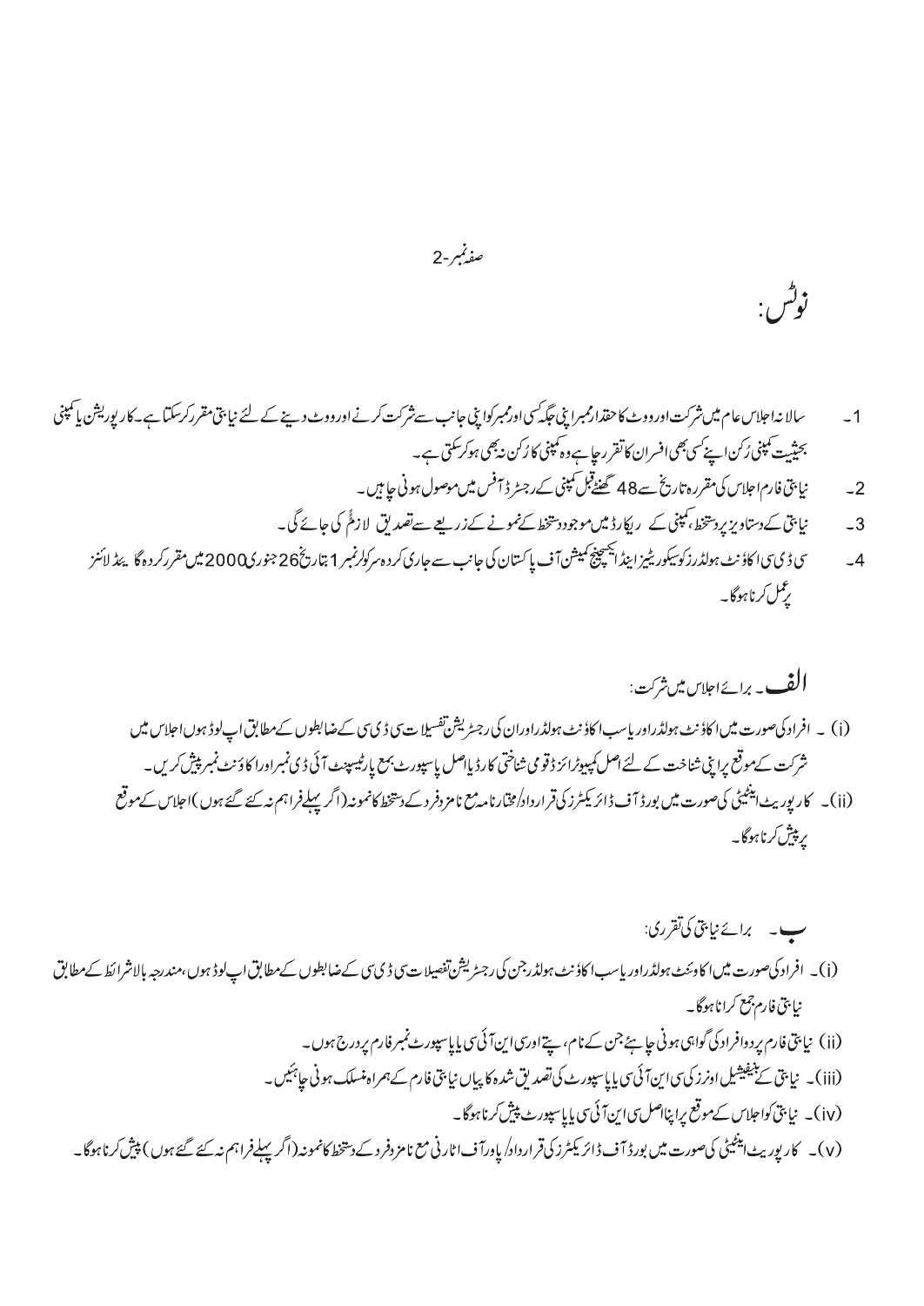# نوٹس:

1۔ سالانہ اجلاس عام میں شرکت اور ووٹ کا حقدار ممبر اپنی جگہ کسی اور ممبر کو اپنی جانب سے شرکت کرنے اور ووٹ دینے کے لئے نیابتی مقرر کرسکتا ہے۔ کارپوریشن یا کمپنی بحیثیت کمپنی رُکن اپنے کسی بھی افسران کا تقرر چاہے وہ کمپنی کا رُکن نہ بھی ہو کرسکتی ہے۔

2۔ نیابتی فارم اجلاس کی مقررہ تاریخ سے 48 گھنٹے قبل کمپنی کے رجسٹرڈ آفس میں موصول ہونی چاہیں۔

3۔ نیابتی کے دستاویز پر دستخط، کمپنی کے ریکارڈ میں موجود دستخط کے نمونے کے ذریعے سے تصدیق لازمًی کی جائے گی۔

4۔ سی ڈی سی اکاؤنٹ ہولڈرز کو سیکوریٹیز اینڈ ایکسچینج کمیشن آف پاکستان کی جانب سے جاری کردہ سرکولر نمبر 1 بتاریخ 26 جنوری 2000 میں مقرر کردہ گائیڈ لائنز پر عمل کرنا ہوگا۔

## الف۔ برائے اجلاس میں شرکت:

(i)۔ افراد کی صورت میں اکاؤنٹ ہولڈر اور یا سب اکاؤنٹ ہولڈر اور ان کی رجسٹریشن تفصیلات سی ڈی سی کے ضابطوں کے مطابق اپ لوڈ ہوں اجلاس میں شرکت کے موقع پر اپنی شناخت کے لئے اصل کمپیوٹرائزڈ قومی شناختی کارڈ یا اصل پاسپورٹ بمع پارٹیسپنٹ آئی ڈی نمبر اور اکاؤنٹ نمبر پیش کریں۔

(ii)۔ کارپوریٹ اینٹیٹی کی صورت میں بورڈ آف ڈائریکٹرز کی قرارداد/مختارنامہ مع نامزد فرد کے دستخط کا نمونہ (اگر پہلے فراہم نہ کئے گئے ہوں) اجلاس کے موقع پر پیش کرنا ہوگا۔

## ب۔ برائے نیابتی کی تقرری:

(i)۔ افراد کی صورت میں اکاونٹ ہولڈر اور یا سب اکاؤنٹ ہولڈر جن کی رجسٹریشن تفصیلات سی ڈی سی کے ضابطوں کے مطابق اپ لوڈ ہوں، مندرجہ بالا شرائط کے مطابق نیابتی فارم جمع کرانا ہوگا۔

(ii) نیابتی فارم پر دو افراد کی گواہی ہونی چاہئے جن کے نام، پتے اور سی این آئی سی یا پاسپورٹ نمبر فارم پر درج ہوں۔

(iii)۔ نیابتی کے بینیفیشیل اونرز کی سی این آئی سی یا پاسپورٹ کی تصدیق شدہ کاپیاں نیابتی فارم کے ہمراہ منسلک ہونی چاہئیں۔

(iv)۔ نیابتی کو اجلاس کے موقع پر اپنا اصل سی این آئی سی یا پاسپورٹ پیش کرنا ہوگا۔

(v)۔ کارپوریٹ اینٹیٹی کی صورت میں بورڈ آف ڈائریکٹرز کی قرارداد/ پاور آف اٹارنی مع نامزد فرد کے دستخط کا نمونہ (اگر پہلے فراہم نہ کئے گئے ہوں) پیش کرنا ہوگا۔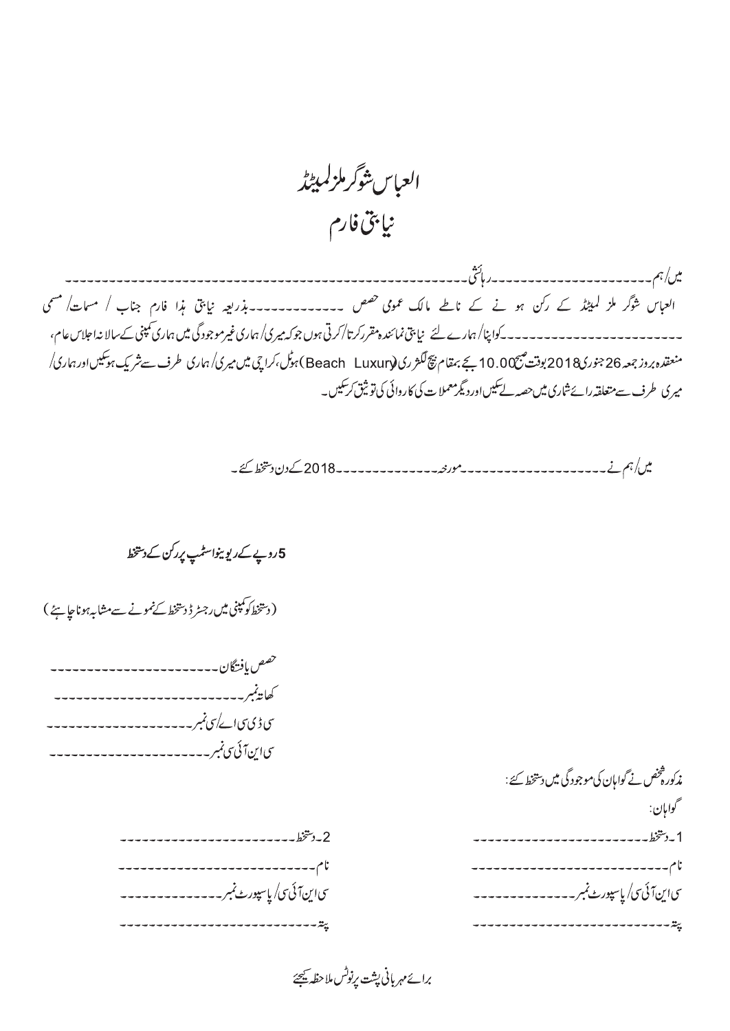# العباس شوگر ملز لمیٹڈ

## نیابتی فارم

میں/ہم ------------------------------------- رہائشی ---------------------------------------------------------------------
العباس شوگر ملز لمیٹڈ کے رکن ہونے کے ناطے مالک عمومی حصص -------------- بذریعہ نیابتی ہذا فارم جناب / مسمات/ مسمی
----------------------------------------- کو اپنا/ ہمارے لئے نیابتی نمائندہ مقرر کرتا/کرتی ہوں جو کہ میری/ ہماری غیر موجودگی میں ہماری کمپنی کے سالانہ اجلاس عام، منعقدہ بروز جمعہ 26 جنوری 2018 بوقت صبح 10.00 بجے بمقام بیچ لگژری (Beach Luxury) ہوٹل، کراچی میں میری/ ہماری طرف سے شریک ہوسکیں اور ہماری/ میری طرف سے متعلقہ رائے شماری میں حصہ لے سکیں اور دیگر معملات کی کاروائی کی توثیق کرسکیں۔

میں/ہم نے ----------------------- مورخہ -------------------- 2018 کے دن دستخط کئے۔

**5 روپے کے ریوینو اسٹمپ پر رکن کے دستخط**

(دستخط کو کمپنی میں رجسٹرڈ دستخط کے نمونے سے مشابہ ہونا چاہئے)

حصص یافتگان --------------------------
کھاتہ نمبر --------------------------
سی ڈی سی اے/ سی نمبر ----------------------
سی این آئی سی نمبر ----------------------

مذکورہ شخص نے گواہان کی موجودگی میں دستخط کئے:

گواہان:

1۔ دستخط --------------------------
نام --------------------------
سی این آئی سی/ پاسپورٹ نمبر --------------
پتہ --------------------------

2۔ دستخط --------------------------
نام --------------------------
سی این آئی سی/ پاسپورٹ نمبر --------------
پتہ --------------------------

برائے مہربانی پشت پر نوٹس ملاحظہ کیجئے